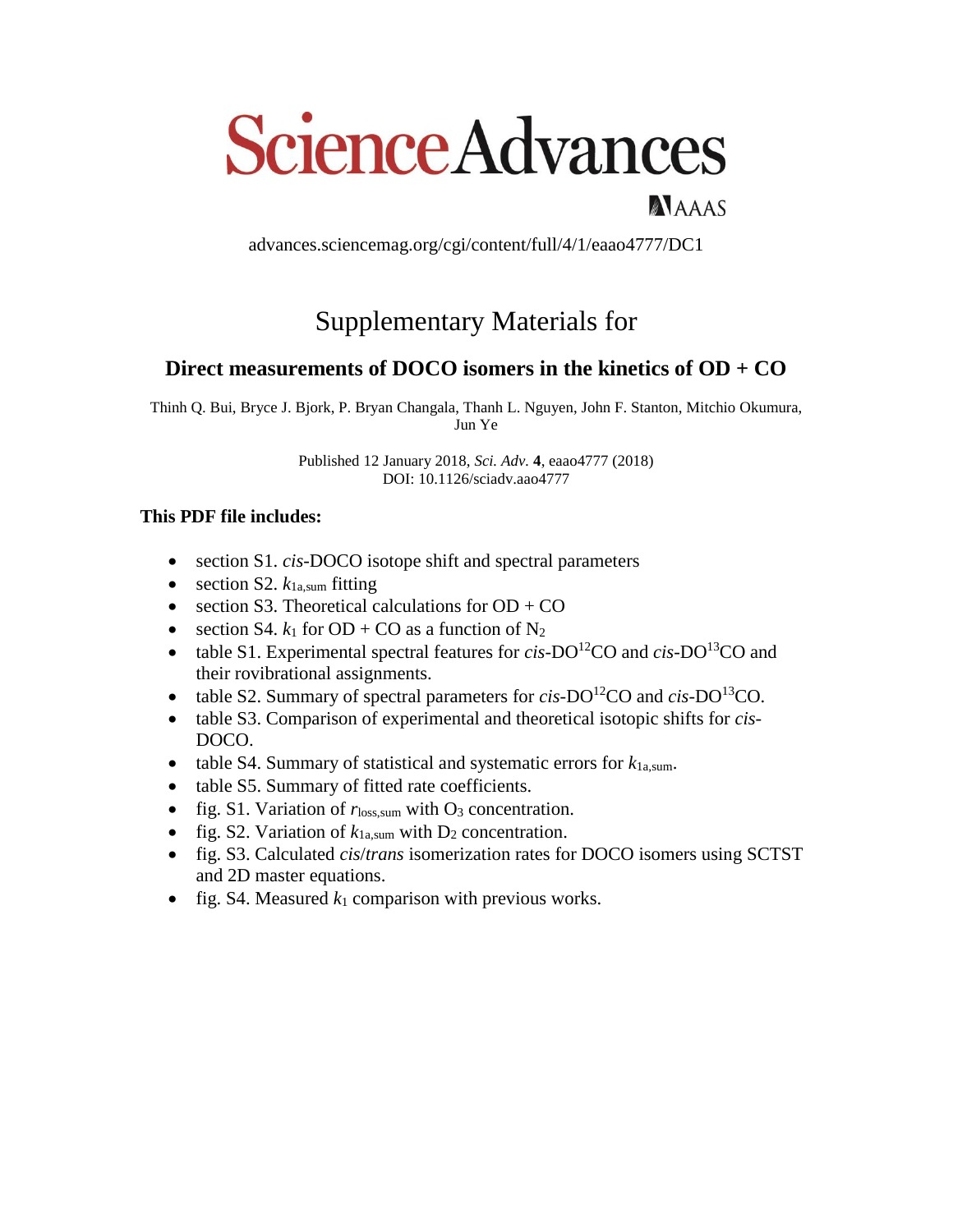# Science Advances

AAAS

advances.sciencemag.org/cgi/content/full/4/1/eaao4777/DC1

## Supplementary Materials for

### Direct measurements of DOCO isomers in the kinetics of OD + CO

Thinh Q. Bui, Bryce J. Bjork, P. Bryan Changala, Thanh L. Nguyen, John F. Stanton, Mitchio Okumura, Jun Ye

Published 12 January 2018, *Sci. Adv.* **4**, eaao4777 (2018)
DOI: 10.1126/sciadv.aao4777

**This PDF file includes:**

- section S1. *cis*-DOCO isotope shift and spectral parameters
- section S2. $k_{1a,sum}$ fitting
- section S3. Theoretical calculations for OD + CO
- section S4. $k_1$ for OD + CO as a function of $N_2$
- table S1. Experimental spectral features for *cis*-$DO^{12}CO$ and *cis*-$DO^{13}CO$ and their rovibrational assignments.
- table S2. Summary of spectral parameters for *cis*-$DO^{12}CO$ and *cis*-$DO^{13}CO$.
- table S3. Comparison of experimental and theoretical isotopic shifts for *cis*-DOCO.
- table S4. Summary of statistical and systematic errors for $k_{1a,sum}$.
- table S5. Summary of fitted rate coefficients.
- fig. S1. Variation of $r_{loss,sum}$ with $O_3$ concentration.
- fig. S2. Variation of $k_{1a,sum}$ with $D_2$ concentration.
- fig. S3. Calculated *cis*/*trans* isomerization rates for DOCO isomers using SCTST and 2D master equations.
- fig. S4. Measured $k_1$ comparison with previous works.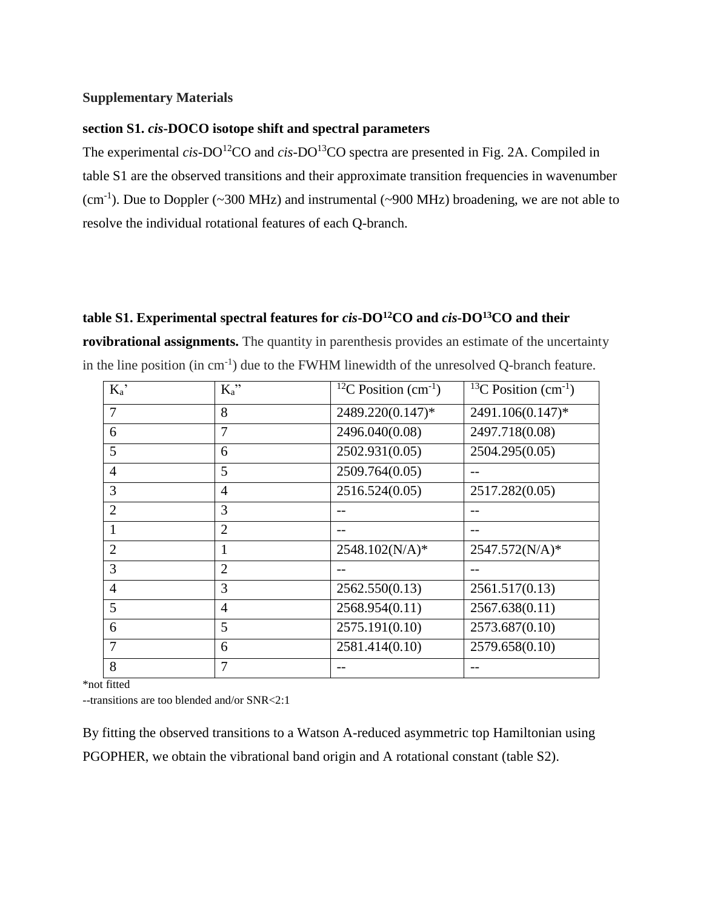**Supplementary Materials**

**section S1. *cis*-DOCO isotope shift and spectral parameters**

The experimental *cis*-DO$^{12}$CO and *cis*-DO$^{13}$CO spectra are presented in Fig. 2A. Compiled in table S1 are the observed transitions and their approximate transition frequencies in wavenumber (cm$^{-1}$). Due to Doppler (~300 MHz) and instrumental (~900 MHz) broadening, we are not able to resolve the individual rotational features of each Q-branch.

**table S1. Experimental spectral features for *cis*-DO$^{12}$CO and *cis*-DO$^{13}$CO and their rovibrational assignments.** The quantity in parenthesis provides an estimate of the uncertainty in the line position (in cm$^{-1}$) due to the FWHM linewidth of the unresolved Q-branch feature.

| $K_a$' | $K_a$'' | $^{12}$C Position (cm$^{-1}$) | $^{13}$C Position (cm$^{-1}$) |
|---|---|---|---|
| 7 | 8 | 2489.220(0.147)* | 2491.106(0.147)* |
| 6 | 7 | 2496.040(0.08) | 2497.718(0.08) |
| 5 | 6 | 2502.931(0.05) | 2504.295(0.05) |
| 4 | 5 | 2509.764(0.05) | -- |
| 3 | 4 | 2516.524(0.05) | 2517.282(0.05) |
| 2 | 3 | -- | -- |
| 1 | 2 | -- | -- |
| 2 | 1 | 2548.102(N/A)* | 2547.572(N/A)* |
| 3 | 2 | -- | -- |
| 4 | 3 | 2562.550(0.13) | 2561.517(0.13) |
| 5 | 4 | 2568.954(0.11) | 2567.638(0.11) |
| 6 | 5 | 2575.191(0.10) | 2573.687(0.10) |
| 7 | 6 | 2581.414(0.10) | 2579.658(0.10) |
| 8 | 7 | -- | -- |

*not fitted

--transitions are too blended and/or SNR<2:1

By fitting the observed transitions to a Watson A-reduced asymmetric top Hamiltonian using PGOPHER, we obtain the vibrational band origin and A rotational constant (table S2).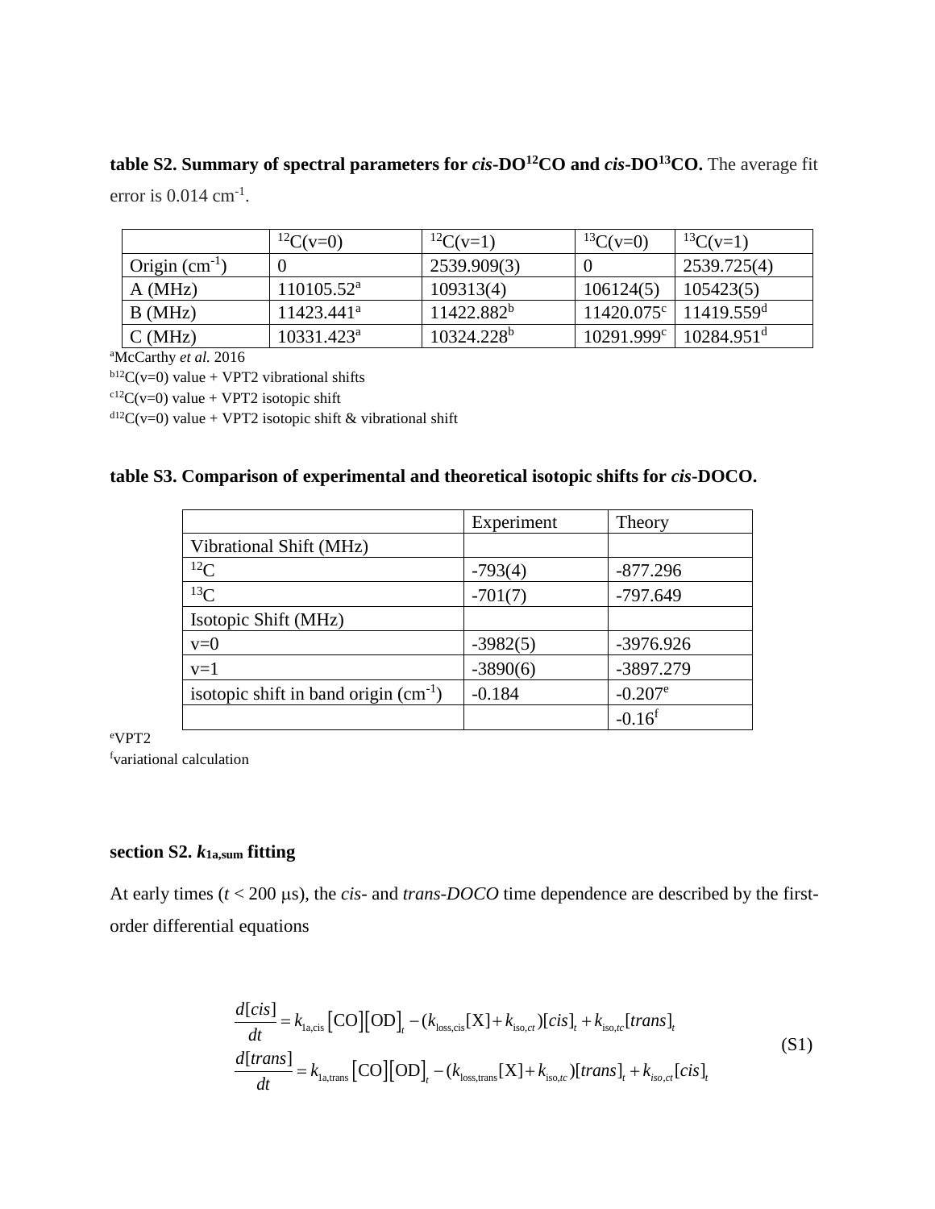**table S2. Summary of spectral parameters for *cis*-DO$^{12}$CO and *cis*-DO$^{13}$CO.** The average fit error is 0.014 cm$^{-1}$.

| | $^{12}$C(v=0) | $^{12}$C(v=1) | $^{13}$C(v=0) | $^{13}$C(v=1) |
|---|---|---|---|---|
| Origin (cm$^{-1}$) | 0 | 2539.909(3) | 0 | 2539.725(4) |
| A (MHz) | 110105.52[a] | 109313(4) | 106124(5) | 105423(5) |
| B (MHz) | 11423.441[a] | 11422.882[b] | 11420.075[c] | 11419.559[d] |
| C (MHz) | 10331.423[a] | 10324.228[b] | 10291.999[c] | 10284.951[d] |

[a]McCarthy *et al.* 2016
[b]$^{12}$C(v=0) value + VPT2 vibrational shifts
[c]$^{12}$C(v=0) value + VPT2 isotopic shift
[d]$^{12}$C(v=0) value + VPT2 isotopic shift & vibrational shift

**table S3. Comparison of experimental and theoretical isotopic shifts for *cis*-DOCO.**

| | Experiment | Theory |
|---|---|---|
| Vibrational Shift (MHz) | | |
| $^{12}$C | -793(4) | -877.296 |
| $^{13}$C | -701(7) | -797.649 |
| Isotopic Shift (MHz) | | |
| v=0 | -3982(5) | -3976.926 |
| v=1 | -3890(6) | -3897.279 |
| isotopic shift in band origin (cm$^{-1}$) | -0.184 | -0.207[e] |
| | | -0.16[f] |

[e]VPT2
[f]variational calculation

**section S2. $k_{1a,sum}$ fitting**

At early times ($t$ < 200 μs), the *cis*- and *trans-DOCO* time dependence are described by the first-order differential equations

$$\frac{d[cis]}{dt} = k_{1a,\text{cis}}\left[\text{CO}\right]\left[\text{OD}\right]_t - (k_{\text{loss,cis}}[\text{X}] + k_{\text{iso},ct})[cis]_t + k_{\text{iso},tc}[trans]_t$$
$$\frac{d[trans]}{dt} = k_{1a,\text{trans}}\left[\text{CO}\right]\left[\text{OD}\right]_t - (k_{\text{loss,trans}}[\text{X}] + k_{\text{iso},tc})[trans]_t + k_{iso,ct}[cis]_t \tag{S1}$$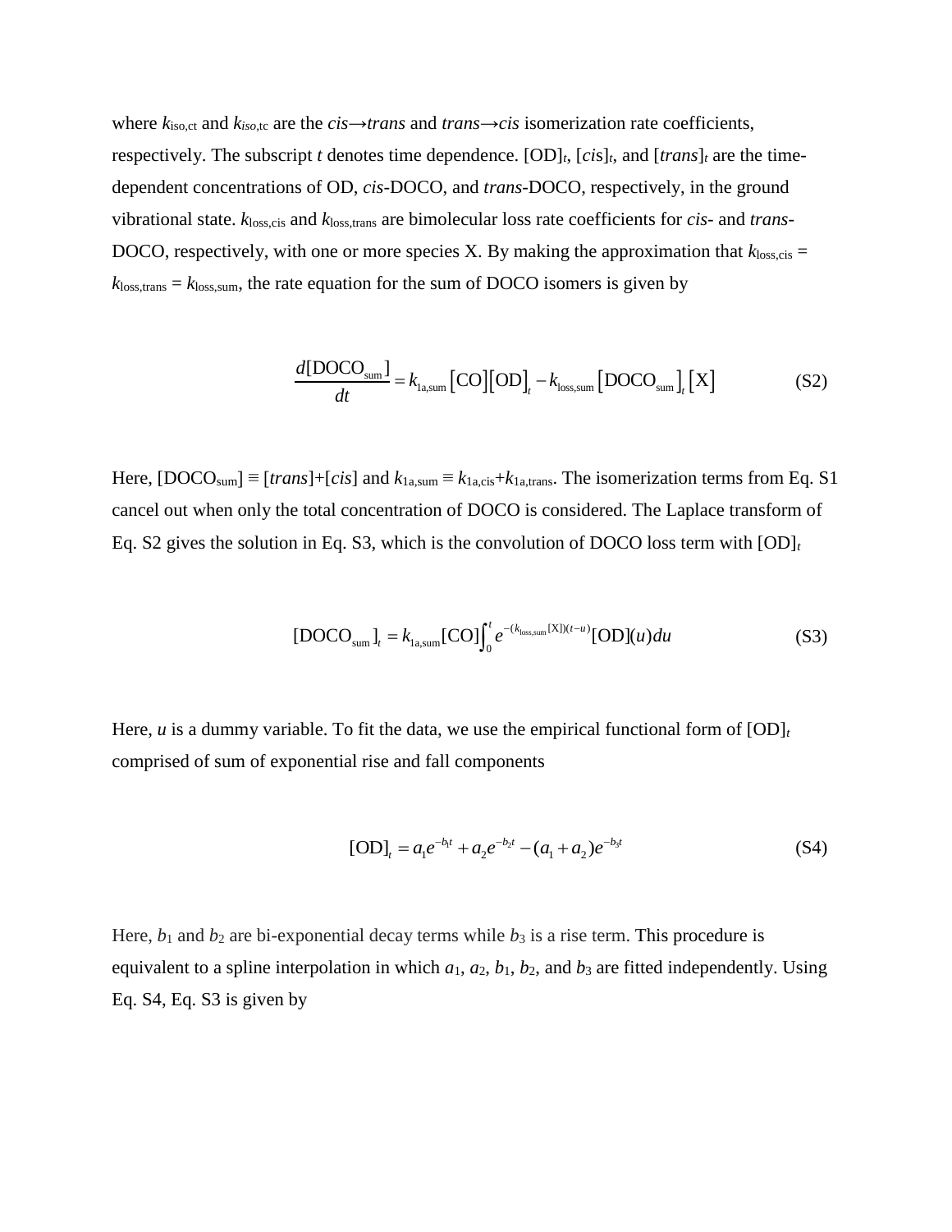where $k_{\mathrm{iso,ct}}$ and $k_{iso,\mathrm{tc}}$ are the *cis*→*trans* and *trans*→*cis* isomerization rate coefficients, respectively. The subscript $t$ denotes time dependence. $[\mathrm{OD}]_t$, $[cis]_t$, and $[trans]_t$ are the time-dependent concentrations of OD, *cis*-DOCO, and *trans*-DOCO, respectively, in the ground vibrational state. $k_{\mathrm{loss,cis}}$ and $k_{\mathrm{loss,trans}}$ are bimolecular loss rate coefficients for *cis*- and *trans*-DOCO, respectively, with one or more species X. By making the approximation that $k_{\mathrm{loss,cis}} = k_{\mathrm{loss,trans}} = k_{\mathrm{loss,sum}}$, the rate equation for the sum of DOCO isomers is given by

$$\frac{d[\mathrm{DOCO_{sum}}]}{dt} = k_{\mathrm{1a,sum}}\left[\mathrm{CO}\right]\left[\mathrm{OD}\right]_t - k_{\mathrm{loss,sum}}\left[\mathrm{DOCO_{sum}}\right]_t\left[\mathrm{X}\right] \tag{S2}$$

Here, $[\mathrm{DOCO_{sum}}] \equiv [trans]+[cis]$ and $k_{\mathrm{1a,sum}} \equiv k_{\mathrm{1a,cis}}+k_{\mathrm{1a,trans}}$. The isomerization terms from Eq. S1 cancel out when only the total concentration of DOCO is considered. The Laplace transform of Eq. S2 gives the solution in Eq. S3, which is the convolution of DOCO loss term with $[\mathrm{OD}]_t$

$$[\mathrm{DOCO_{sum}}]_t = k_{\mathrm{1a,sum}}[\mathrm{CO}]\int_0^t e^{-(k_{\mathrm{loss,sum}}[\mathrm{X}])(t-u)}[\mathrm{OD}](u)du \tag{S3}$$

Here, $u$ is a dummy variable. To fit the data, we use the empirical functional form of $[\mathrm{OD}]_t$ comprised of sum of exponential rise and fall components

$$[\mathrm{OD}]_t = a_1 e^{-b_1 t} + a_2 e^{-b_2 t} - (a_1 + a_2)e^{-b_3 t} \tag{S4}$$

Here, $b_1$ and $b_2$ are bi-exponential decay terms while $b_3$ is a rise term. This procedure is equivalent to a spline interpolation in which $a_1$, $a_2$, $b_1$, $b_2$, and $b_3$ are fitted independently. Using Eq. S4, Eq. S3 is given by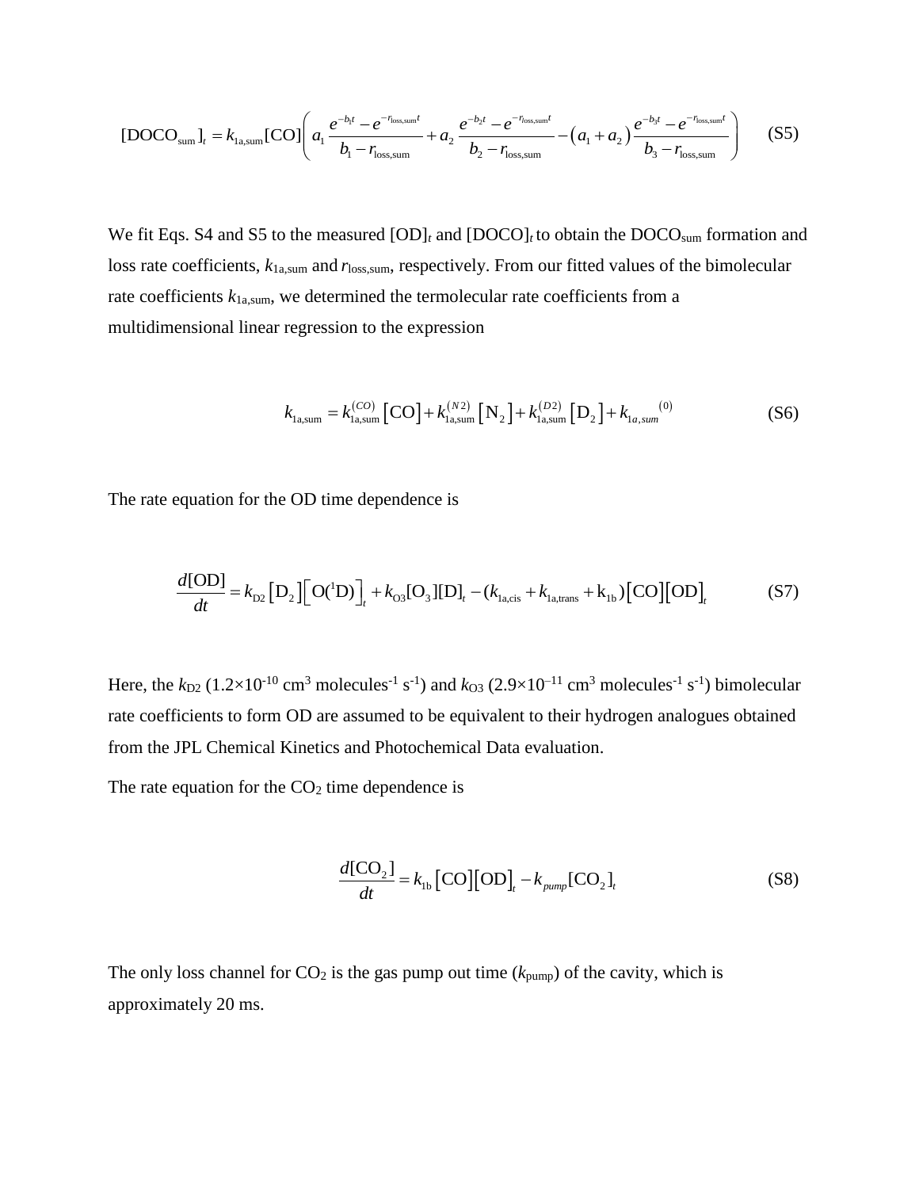$$[\mathrm{DOCO_{sum}}]_t = k_{1\mathrm{a,sum}}[\mathrm{CO}]\left( a_1 \frac{e^{-b_1 t} - e^{-r_{\mathrm{loss,sum}} t}}{b_1 - r_{\mathrm{loss,sum}}} + a_2 \frac{e^{-b_2 t} - e^{-r_{\mathrm{loss,sum}} t}}{b_2 - r_{\mathrm{loss,sum}}} - \left(a_1 + a_2\right) \frac{e^{-b_3 t} - e^{-r_{\mathrm{loss,sum}} t}}{b_3 - r_{\mathrm{loss,sum}}} \right) \quad \text{(S5)}$$

We fit Eqs. S4 and S5 to the measured $[\mathrm{OD}]_t$ and $[\mathrm{DOCO}]_t$ to obtain the $\mathrm{DOCO_{sum}}$ formation and loss rate coefficients, $k_{1\mathrm{a,sum}}$ and $r_{\mathrm{loss,sum}}$, respectively. From our fitted values of the bimolecular rate coefficients $k_{1\mathrm{a,sum}}$, we determined the termolecular rate coefficients from a multidimensional linear regression to the expression

$$k_{1\mathrm{a,sum}} = k_{1\mathrm{a,sum}}^{(CO)}\left[\mathrm{CO}\right] + k_{1\mathrm{a,sum}}^{(N2)}\left[\mathrm{N_2}\right] + k_{1\mathrm{a,sum}}^{(D2)}\left[\mathrm{D_2}\right] + k_{1a,sum}{}^{(0)} \quad \text{(S6)}$$

The rate equation for the OD time dependence is

$$\frac{d[\mathrm{OD}]}{dt} = k_{\mathrm{D2}}\left[\mathrm{D_2}\right]\left[\mathrm{O(^1D)}\right]_t + k_{\mathrm{O3}}[\mathrm{O_3}][\mathrm{D}]_t - (k_{1\mathrm{a,cis}} + k_{1\mathrm{a,trans}} + \mathrm{k_{1b}})\left[\mathrm{CO}\right]\left[\mathrm{OD}\right]_t \quad \text{(S7)}$$

Here, the $k_{\mathrm{D2}}$ ($1.2\times10^{-10}$ cm$^3$ molecules$^{-1}$ s$^{-1}$) and $k_{\mathrm{O3}}$ ($2.9\times10^{-11}$ cm$^3$ molecules$^{-1}$ s$^{-1}$) bimolecular rate coefficients to form OD are assumed to be equivalent to their hydrogen analogues obtained from the JPL Chemical Kinetics and Photochemical Data evaluation.

The rate equation for the $CO_2$ time dependence is

$$\frac{d[\mathrm{CO_2}]}{dt} = k_{1\mathrm{b}}\left[\mathrm{CO}\right]\left[\mathrm{OD}\right]_t - k_{pump}[\mathrm{CO_2}]_t \quad \text{(S8)}$$

The only loss channel for $CO_2$ is the gas pump out time ($k_{\mathrm{pump}}$) of the cavity, which is approximately 20 ms.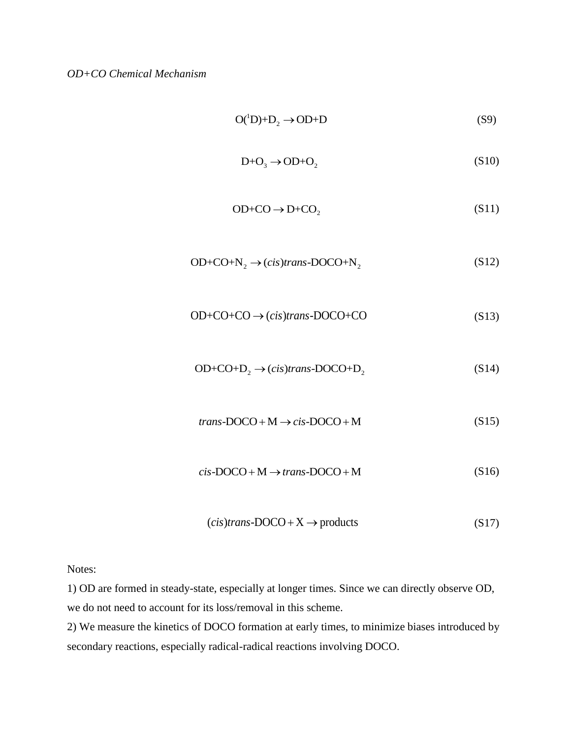*OD+CO Chemical Mechanism*

$$\mathrm{O(^1D)+D_2 \rightarrow OD+D} \tag{S9}$$

$$\mathrm{D+O_3 \rightarrow OD+O_2} \tag{S10}$$

$$\mathrm{OD+CO \rightarrow D+CO_2} \tag{S11}$$

$$\mathrm{OD+CO+N_2 \rightarrow (\mathit{cis})\mathit{trans}\text{-}DOCO+N_2} \tag{S12}$$

$$\mathrm{OD+CO+CO \rightarrow (\mathit{cis})\mathit{trans}\text{-}DOCO+CO} \tag{S13}$$

$$\mathrm{OD+CO+D_2 \rightarrow (\mathit{cis})\mathit{trans}\text{-}DOCO+D_2} \tag{S14}$$

$$\mathit{trans}\text{-}\mathrm{DOCO+M \rightarrow \mathit{cis}\text{-}DOCO+M} \tag{S15}$$

$$\mathit{cis}\text{-}\mathrm{DOCO+M \rightarrow \mathit{trans}\text{-}DOCO+M} \tag{S16}$$

$$(\mathit{cis})\mathit{trans}\text{-}\mathrm{DOCO+X \rightarrow products} \tag{S17}$$

Notes:

1) OD are formed in steady-state, especially at longer times. Since we can directly observe OD, we do not need to account for its loss/removal in this scheme.

2) We measure the kinetics of DOCO formation at early times, to minimize biases introduced by secondary reactions, especially radical-radical reactions involving DOCO.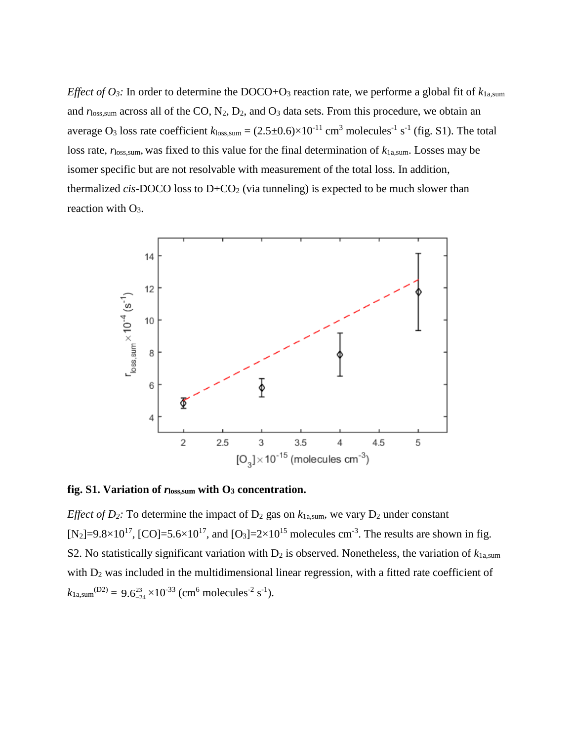*Effect of $O_3$:* In order to determine the DOCO+$O_3$ reaction rate, we performe a global fit of $k_{1a,sum}$ and $r_{loss,sum}$ across all of the CO, $N_2$, $D_2$, and $O_3$ data sets. From this procedure, we obtain an average $O_3$ loss rate coefficient $k_{loss,sum} = (2.5\pm0.6)\times10^{-11}$ cm$^3$ molecules$^{-1}$ s$^{-1}$ (fig. S1). The total loss rate, $r_{loss,sum}$, was fixed to this value for the final determination of $k_{1a,sum}$. Losses may be isomer specific but are not resolvable with measurement of the total loss. In addition, thermalized *cis*-DOCO loss to D+$CO_2$ (via tunneling) is expected to be much slower than reaction with $O_3$.

**fig. S1. Variation of $r_{loss,sum}$ with $O_3$ concentration.**

*Effect of $D_2$:* To determine the impact of $D_2$ gas on $k_{1a,sum}$, we vary $D_2$ under constant $[N_2]=9.8\times10^{17}$, $[CO]=5.6\times10^{17}$, and $[O_3]=2\times10^{15}$ molecules cm$^{-3}$. The results are shown in fig. S2. No statistically significant variation with $D_2$ is observed. Nonetheless, the variation of $k_{1a,sum}$ with $D_2$ was included in the multidimensional linear regression, with a fitted rate coefficient of $k_{1a,sum}^{(D2)} = 9.6^{23}_{-24}\times10^{-33}$ (cm$^6$ molecules$^{-2}$ s$^{-1}$).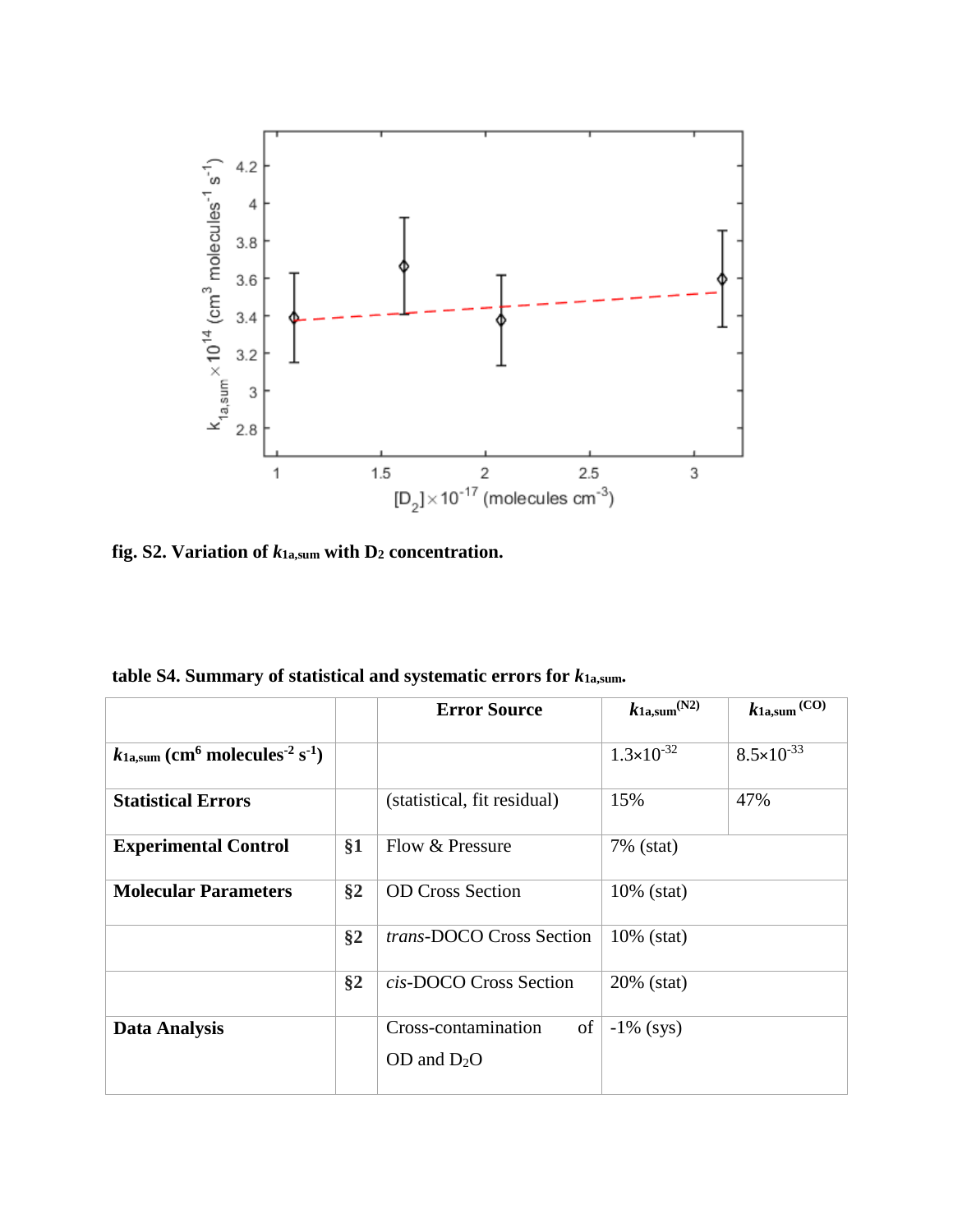**fig. S2. Variation of $k_{1a,sum}$ with $D_2$ concentration.**

**table S4. Summary of statistical and systematic errors for $k_{1a,sum}$.**

| | | Error Source | $k_{1a,sum}^{(N2)}$ | $k_{1a,sum}^{(CO)}$ |
|---|---|---|---|---|
| **$k_{1a,sum}$ (cm$^6$ molecules$^{-2}$ s$^{-1}$)** | | | $1.3\times10^{-32}$ | $8.5\times10^{-33}$ |
| **Statistical Errors** | | (statistical, fit residual) | 15% | 47% |
| **Experimental Control** | §1 | Flow & Pressure | 7% (stat) | |
| **Molecular Parameters** | §2 | OD Cross Section | 10% (stat) | |
| | §2 | *trans*-DOCO Cross Section | 10% (stat) | |
| | §2 | *cis*-DOCO Cross Section | 20% (stat) | |
| **Data Analysis** | | Cross-contamination of OD and $D_2O$ | -1% (sys) | |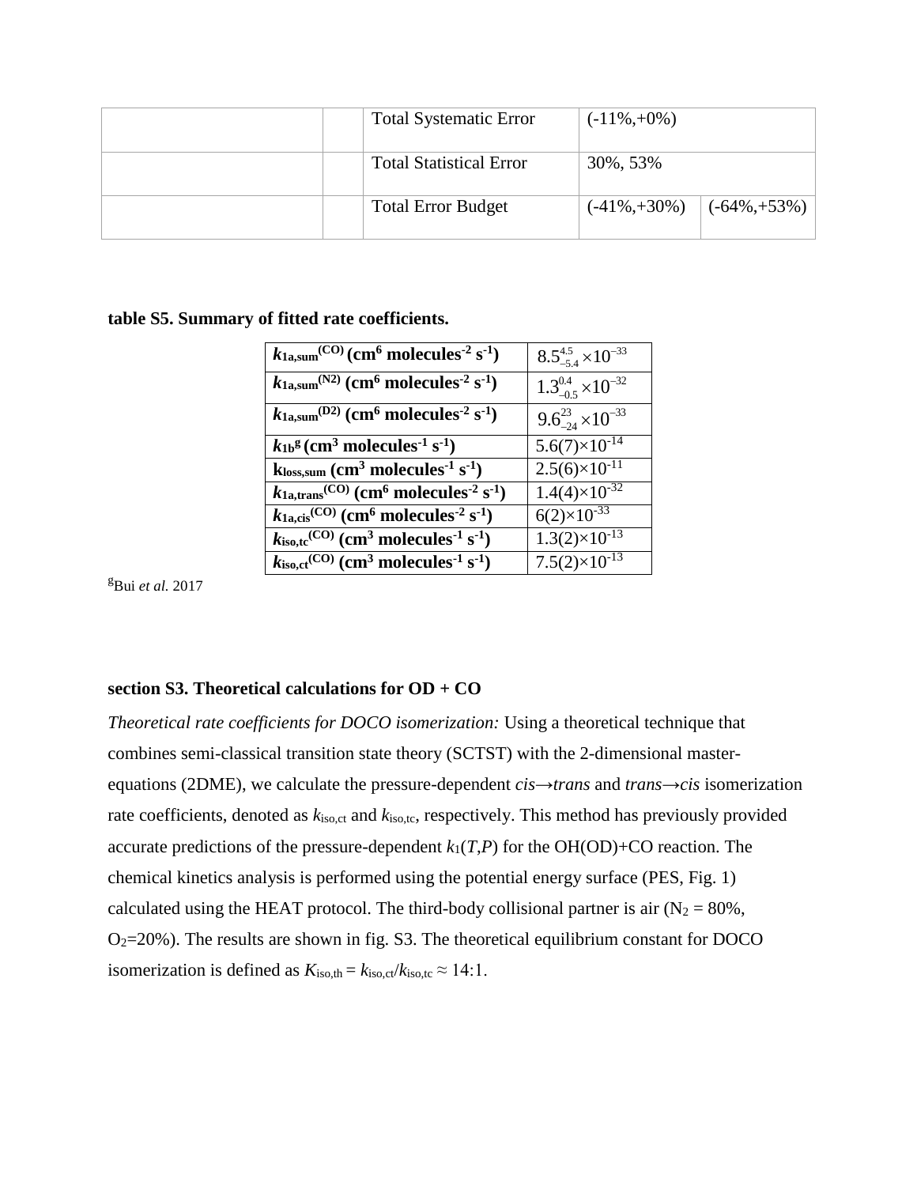| | | Total Systematic Error | (-11%,+0%) | |
|---|---|---|---|---|
| | | Total Statistical Error | 30%, 53% | |
| | | Total Error Budget | (-41%,+30%) | (-64%,+53%) |

**table S5. Summary of fitted rate coefficients.**

| | |
|---|---|
| **$k_{1a,sum}^{(CO)}$ ($cm^6$ molecules$^{-2}$ $s^{-1}$)** | $8.5_{-5.4}^{4.5}\times10^{-33}$ |
| **$k_{1a,sum}^{(N2)}$ ($cm^6$ molecules$^{-2}$ $s^{-1}$)** | $1.3_{-0.5}^{0.4}\times10^{-32}$ |
| **$k_{1a,sum}^{(D2)}$ ($cm^6$ molecules$^{-2}$ $s^{-1}$)** | $9.6_{-24}^{23}\times10^{-33}$ |
| **$k_{1b}^{g}$ ($cm^3$ molecules$^{-1}$ $s^{-1}$)** | $5.6(7)\times10^{-14}$ |
| **$k_{loss,sum}$ ($cm^3$ molecules$^{-1}$ $s^{-1}$)** | $2.5(6)\times10^{-11}$ |
| **$k_{1a,trans}^{(CO)}$ ($cm^6$ molecules$^{-2}$ $s^{-1}$)** | $1.4(4)\times10^{-32}$ |
| **$k_{1a,cis}^{(CO)}$ ($cm^6$ molecules$^{-2}$ $s^{-1}$)** | $6(2)\times10^{-33}$ |
| **$k_{iso,tc}^{(CO)}$ ($cm^3$ molecules$^{-1}$ $s^{-1}$)** | $1.3(2)\times10^{-13}$ |
| **$k_{iso,ct}^{(CO)}$ ($cm^3$ molecules$^{-1}$ $s^{-1}$)** | $7.5(2)\times10^{-13}$ |

[g]Bui *et al.* 2017

**section S3. Theoretical calculations for OD + CO**

*Theoretical rate coefficients for DOCO isomerization:* Using a theoretical technique that combines semi-classical transition state theory (SCTST) with the 2-dimensional master-equations (2DME), we calculate the pressure-dependent *cis→trans* and *trans→cis* isomerization rate coefficients, denoted as $k_{iso,ct}$ and $k_{iso,tc}$, respectively. This method has previously provided accurate predictions of the pressure-dependent $k_1(T,P)$ for the OH(OD)+CO reaction. The chemical kinetics analysis is performed using the potential energy surface (PES, Fig. 1) calculated using the HEAT protocol. The third-body collisional partner is air ($N_2$ = 80%, $O_2$=20%). The results are shown in fig. S3. The theoretical equilibrium constant for DOCO isomerization is defined as $K_{iso,th} = k_{iso,ct}/k_{iso,tc} \approx 14{:}1$.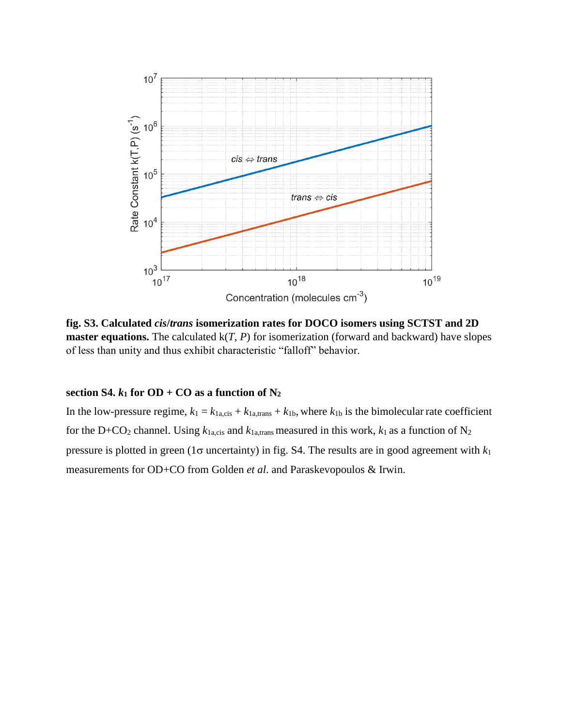**fig. S3. Calculated *cis*/*trans* isomerization rates for DOCO isomers using SCTST and 2D master equations.** The calculated k($T$, $P$) for isomerization (forward and backward) have slopes of less than unity and thus exhibit characteristic "falloff" behavior.

### section S4. $k_1$ for OD + CO as a function of $N_2$

In the low-pressure regime, $k_1 = k_{1a,cis} + k_{1a,trans} + k_{1b}$, where $k_{1b}$ is the bimolecular rate coefficient for the D+$CO_2$ channel. Using $k_{1a,cis}$ and $k_{1a,trans}$ measured in this work, $k_1$ as a function of $N_2$ pressure is plotted in green (1σ uncertainty) in fig. S4. The results are in good agreement with $k_1$ measurements for OD+CO from Golden *et al*. and Paraskevopoulos & Irwin.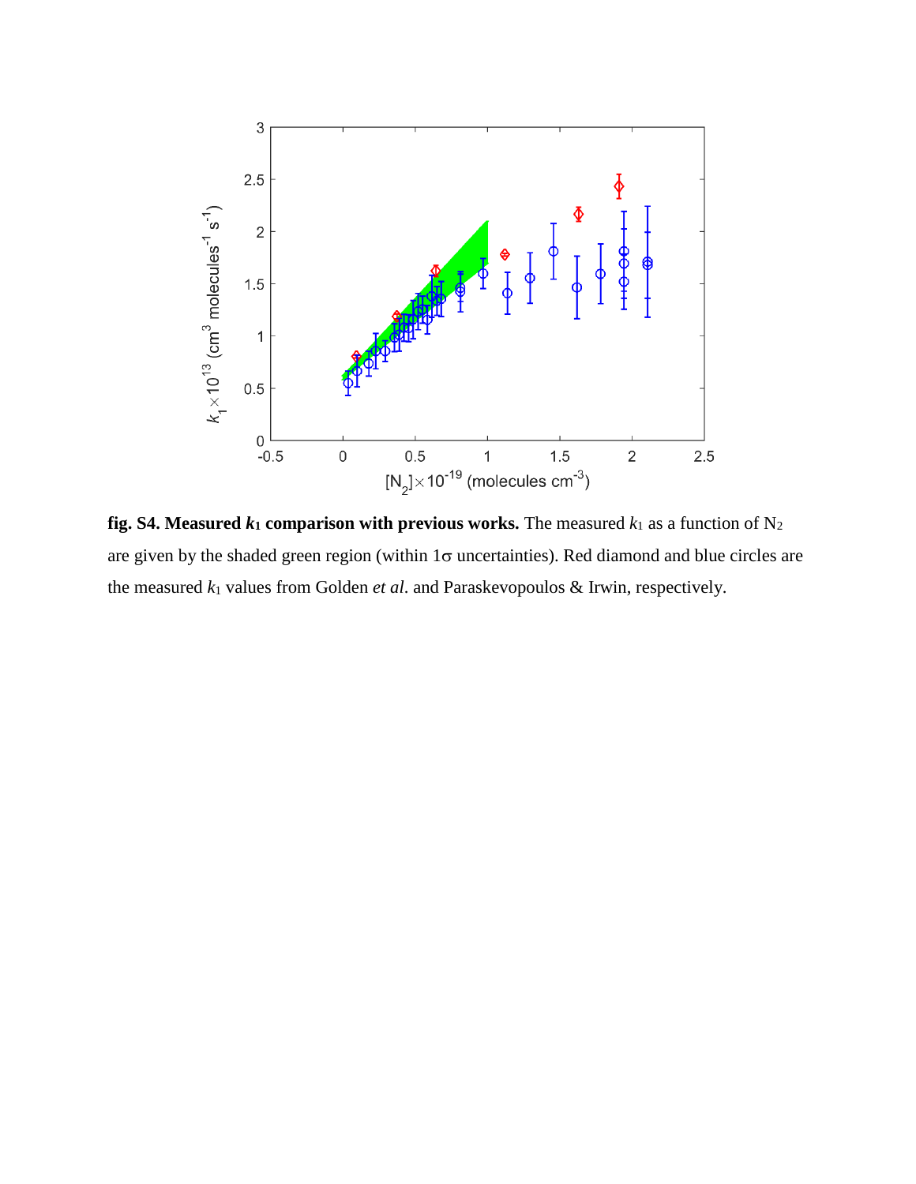3
2.5
2
1.5
1
0.5
0
-0.5
0
0.5
1
1.5
2
2.5

$k_1 \times 10^{13}$ (cm$^3$ molecules$^{-1}$ s$^{-1}$)

$[N_2] \times 10^{-19}$ (molecules cm$^{-3}$)

**fig. S4. Measured $k_1$ comparison with previous works.** The measured $k_1$ as a function of $N_2$ are given by the shaded green region (within 1σ uncertainties). Red diamond and blue circles are the measured $k_1$ values from Golden *et al*. and Paraskevopoulos & Irwin, respectively.